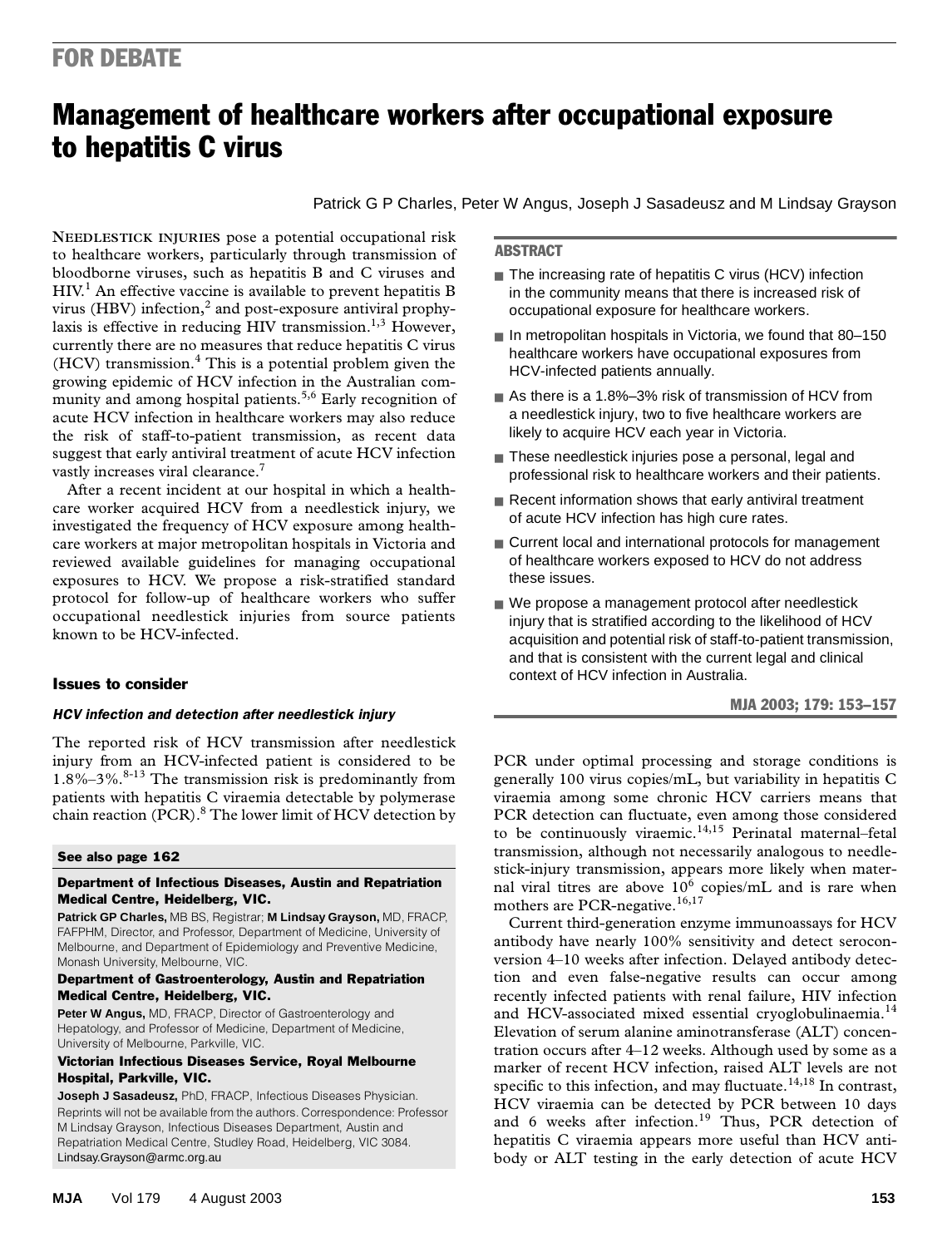FOR DEBATE

# Management of healthcare workers after occupational exposure to hepatitis C virus

Patrick G P Charles, Peter W Angus, Joseph J Sasadeusz and M Lindsay Grayson

## ABSTRACT

- The increasing rate of hepatitis C virus (HCV) infection in the community means that there is increased risk of occupational exposure for healthcare workers.
- In metropolitan hospitals in Victoria, we found that 80–150 healthcare workers have occupational exposures from HCV-infected patients annually.
- As there is a 1.8%–3% risk of transmission of HCV from a needlestick injury, two to five healthcare workers are likely to acquire HCV each year in Victoria.
- These needlestick injuries pose a personal, legal and professional risk to healthcare workers and their patients.
- Recent information shows that early antiviral treatment of acute HCV infection has high cure rates.
- Current local and international protocols for management of healthcare workers exposed to HCV do not address these issues.
- We propose a management protocol after needlestick injury that is stratified according to the likelihood of HCV acquisition and potential risk of staff-to-patient transmission, and that is consistent with the current legal and clinical context of HCV infection in Australia.

MJA 2003; 179: 153–157

NEEDLESTICK INJURIES pose a potential occupational risk to healthcare workers, particularly through transmission of bloodborne viruses, such as hepatitis B and C viruses and HIV.[1] An effective vaccine is available to prevent hepatitis B virus (HBV) infection,[2] and post-exposure antiviral prophylaxis is effective in reducing HIV transmission.[1,3] However, currently there are no measures that reduce hepatitis C virus (HCV) transmission.[4] This is a potential problem given the growing epidemic of HCV infection in the Australian community and among hospital patients.[5,6] Early recognition of acute HCV infection in healthcare workers may also reduce the risk of staff-to-patient transmission, as recent data suggest that early antiviral treatment of acute HCV infection vastly increases viral clearance.[7]

After a recent incident at our hospital in which a healthcare worker acquired HCV from a needlestick injury, we investigated the frequency of HCV exposure among healthcare workers at major metropolitan hospitals in Victoria and reviewed available guidelines for managing occupational exposures to HCV. We propose a risk-stratified standard protocol for follow-up of healthcare workers who suffer occupational needlestick injuries from source patients known to be HCV-infected.

## Issues to consider

### *HCV infection and detection after needlestick injury*

The reported risk of HCV transmission after needlestick injury from an HCV-infected patient is considered to be 1.8%–3%.[8-13] The transmission risk is predominantly from patients with hepatitis C viraemia detectable by polymerase chain reaction (PCR).[8] The lower limit of HCV detection by PCR under optimal processing and storage conditions is generally 100 virus copies/mL, but variability in hepatitis C viraemia among some chronic HCV carriers means that PCR detection can fluctuate, even among those considered to be continuously viraemic.[14,15] Perinatal maternal–fetal transmission, although not necessarily analogous to needlestick-injury transmission, appears more likely when maternal viral titres are above $10^6$ copies/mL and is rare when mothers are PCR-negative.[16,17]

Current third-generation enzyme immunoassays for HCV antibody have nearly 100% sensitivity and detect seroconversion 4–10 weeks after infection. Delayed antibody detection and even false-negative results can occur among recently infected patients with renal failure, HIV infection and HCV-associated mixed essential cryoglobulinaemia.[14] Elevation of serum alanine aminotransferase (ALT) concentration occurs after 4–12 weeks. Although used by some as a marker of recent HCV infection, raised ALT levels are not specific to this infection, and may fluctuate.[14,18] In contrast, HCV viraemia can be detected by PCR between 10 days and 6 weeks after infection.[19] Thus, PCR detection of hepatitis C viraemia appears more useful than HCV antibody or ALT testing in the early detection of acute HCV

**See also page 162**

**Department of Infectious Diseases, Austin and Repatriation Medical Centre, Heidelberg, VIC.**

**Patrick GP Charles,** MB BS, Registrar; **M Lindsay Grayson,** MD, FRACP, FAFPHM, Director, and Professor, Department of Medicine, University of Melbourne, and Department of Epidemiology and Preventive Medicine, Monash University, Melbourne, VIC.

**Department of Gastroenterology, Austin and Repatriation Medical Centre, Heidelberg, VIC.**

**Peter W Angus,** MD, FRACP, Director of Gastroenterology and Hepatology, and Professor of Medicine, Department of Medicine, University of Melbourne, Parkville, VIC.

**Victorian Infectious Diseases Service, Royal Melbourne Hospital, Parkville, VIC.**

**Joseph J Sasadeusz,** PhD, FRACP, Infectious Diseases Physician.

Reprints will not be available from the authors. Correspondence: Professor M Lindsay Grayson, Infectious Diseases Department, Austin and Repatriation Medical Centre, Studley Road, Heidelberg, VIC 3084. Lindsay.Grayson@armc.org.au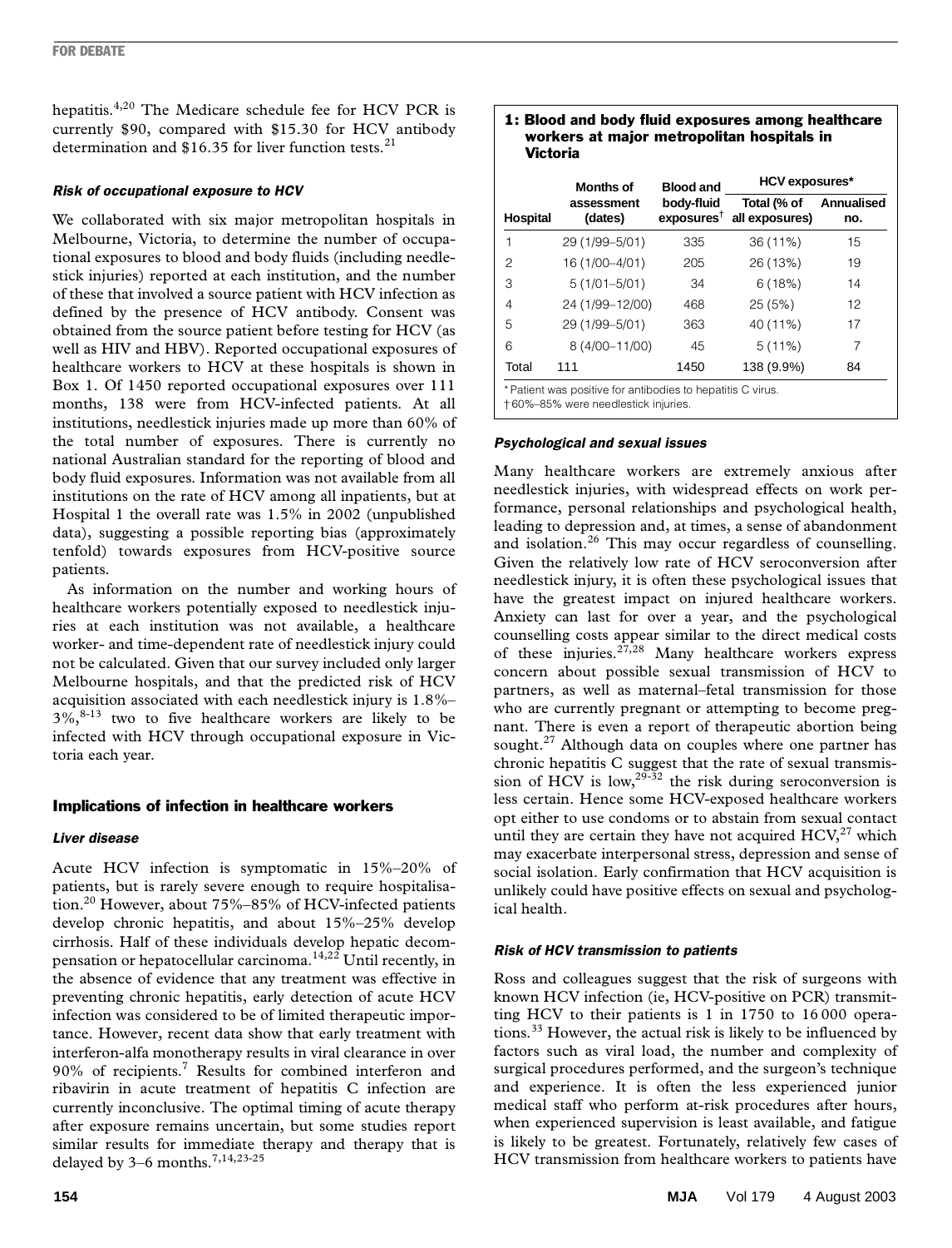hepatitis.[4,20] The Medicare schedule fee for HCV PCR is currently $90, compared with $15.30 for HCV antibody determination and $16.35 for liver function tests.[21]

#### *Risk of occupational exposure to HCV*

We collaborated with six major metropolitan hospitals in Melbourne, Victoria, to determine the number of occupational exposures to blood and body fluids (including needlestick injuries) reported at each institution, and the number of these that involved a source patient with HCV infection as defined by the presence of HCV antibody. Consent was obtained from the source patient before testing for HCV (as well as HIV and HBV). Reported occupational exposures of healthcare workers to HCV at these hospitals is shown in Box 1. Of 1450 reported occupational exposures over 111 months, 138 were from HCV-infected patients. At all institutions, needlestick injuries made up more than 60% of the total number of exposures. There is currently no national Australian standard for the reporting of blood and body fluid exposures. Information was not available from all institutions on the rate of HCV among all inpatients, but at Hospital 1 the overall rate was 1.5% in 2002 (unpublished data), suggesting a possible reporting bias (approximately tenfold) towards exposures from HCV-positive source patients.

As information on the number and working hours of healthcare workers potentially exposed to needlestick injuries at each institution was not available, a healthcare worker- and time-dependent rate of needlestick injury could not be calculated. Given that our survey included only larger Melbourne hospitals, and that the predicted risk of HCV acquisition associated with each needlestick injury is 1.8%–3%,[8-13] two to five healthcare workers are likely to be infected with HCV through occupational exposure in Victoria each year.

**1: Blood and body fluid exposures among healthcare workers at major metropolitan hospitals in Victoria**

| Hospital | Months of assessment (dates) | Blood and body-fluid exposures† | HCV exposures* | |
|---|---|---|---|---|
| | | | Total (% of all exposures) | Annualised no. |
| 1 | 29 (1/99–5/01) | 335 | 36 (11%) | 15 |
| 2 | 16 (1/00–4/01) | 205 | 26 (13%) | 19 |
| 3 | 5 (1/01–5/01) | 34 | 6 (18%) | 14 |
| 4 | 24 (1/99–12/00) | 468 | 25 (5%) | 12 |
| 5 | 29 (1/99–5/01) | 363 | 40 (11%) | 17 |
| 6 | 8 (4/00–11/00) | 45 | 5 (11%) | 7 |
| Total | 111 | 1450 | 138 (9.9%) | 84 |

\* Patient was positive for antibodies to hepatitis C virus.
† 60%–85% were needlestick injuries.

### Implications of infection in healthcare workers

#### *Liver disease*

Acute HCV infection is symptomatic in 15%–20% of patients, but is rarely severe enough to require hospitalisation.[20] However, about 75%–85% of HCV-infected patients develop chronic hepatitis, and about 15%–25% develop cirrhosis. Half of these individuals develop hepatic decompensation or hepatocellular carcinoma.[14,22] Until recently, in the absence of evidence that any treatment was effective in preventing chronic hepatitis, early detection of acute HCV infection was considered to be of limited therapeutic importance. However, recent data show that early treatment with interferon-alfa monotherapy results in viral clearance in over 90% of recipients.[7] Results for combined interferon and ribavirin in acute treatment of hepatitis C infection are currently inconclusive. The optimal timing of acute therapy after exposure remains uncertain, but some studies report similar results for immediate therapy and therapy that is delayed by 3–6 months.[7,14,23-25]

#### *Psychological and sexual issues*

Many healthcare workers are extremely anxious after needlestick injuries, with widespread effects on work performance, personal relationships and psychological health, leading to depression and, at times, a sense of abandonment and isolation.[26] This may occur regardless of counselling. Given the relatively low rate of HCV seroconversion after needlestick injury, it is often these psychological issues that have the greatest impact on injured healthcare workers. Anxiety can last for over a year, and the psychological counselling costs appear similar to the direct medical costs of these injuries.[27,28] Many healthcare workers express concern about possible sexual transmission of HCV to partners, as well as maternal–fetal transmission for those who are currently pregnant or attempting to become pregnant. There is even a report of therapeutic abortion being sought.[27] Although data on couples where one partner has chronic hepatitis C suggest that the rate of sexual transmission of HCV is low,[29-32] the risk during seroconversion is less certain. Hence some HCV-exposed healthcare workers opt either to use condoms or to abstain from sexual contact until they are certain they have not acquired HCV,[27] which may exacerbate interpersonal stress, depression and sense of social isolation. Early confirmation that HCV acquisition is unlikely could have positive effects on sexual and psychological health.

#### *Risk of HCV transmission to patients*

Ross and colleagues suggest that the risk of surgeons with known HCV infection (ie, HCV-positive on PCR) transmitting HCV to their patients is 1 in 1750 to 16 000 operations.[33] However, the actual risk is likely to be influenced by factors such as viral load, the number and complexity of surgical procedures performed, and the surgeon's technique and experience. It is often the less experienced junior medical staff who perform at-risk procedures after hours, when experienced supervision is least available, and fatigue is likely to be greatest. Fortunately, relatively few cases of HCV transmission from healthcare workers to patients have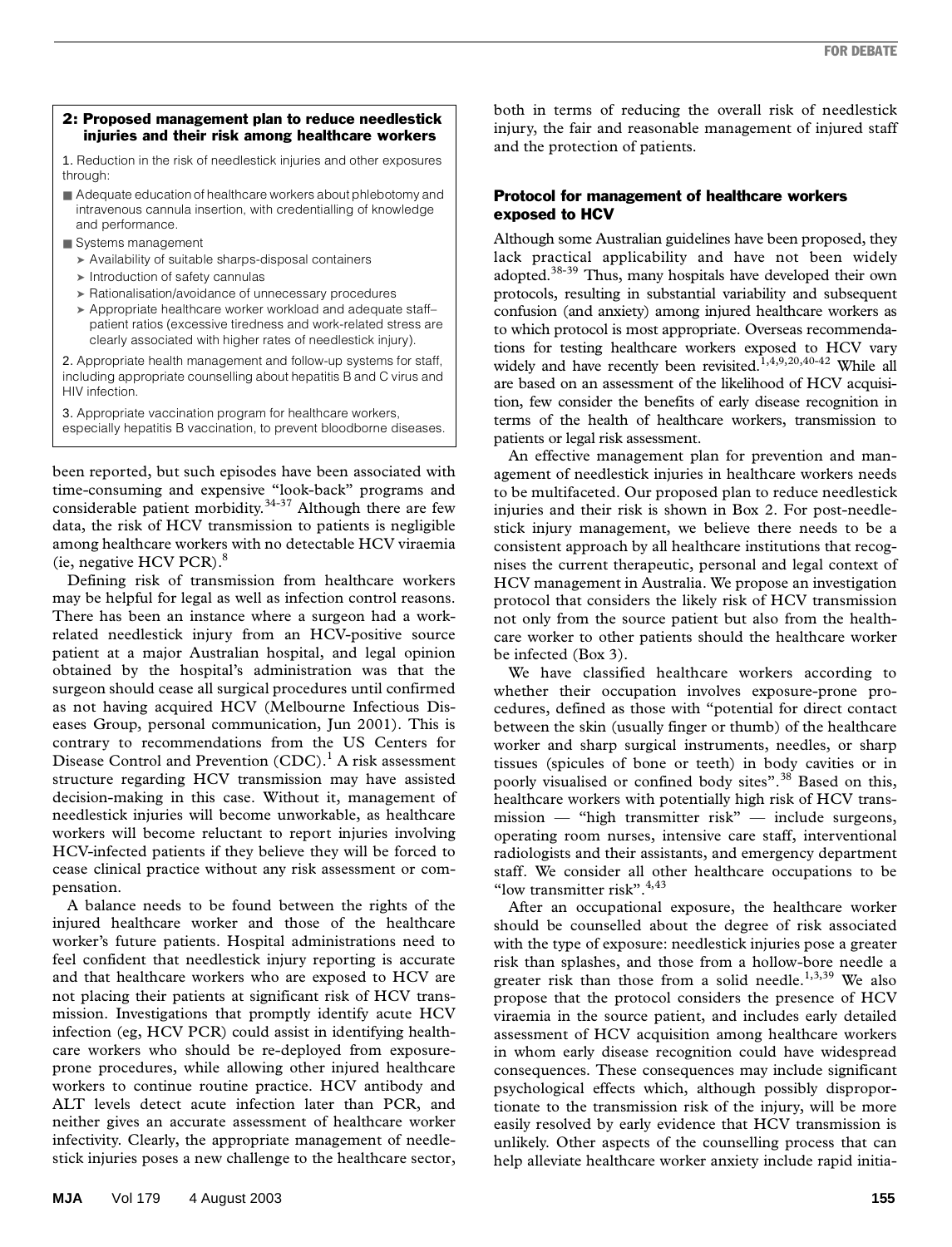### 2: Proposed management plan to reduce needlestick injuries and their risk among healthcare workers

1. Reduction in the risk of needlestick injuries and other exposures through:

- Adequate education of healthcare workers about phlebotomy and intravenous cannula insertion, with credentialling of knowledge and performance.
- Systems management
  - Availability of suitable sharps-disposal containers
  - Introduction of safety cannulas
  - Rationalisation/avoidance of unnecessary procedures
  - Appropriate healthcare worker workload and adequate staff–patient ratios (excessive tiredness and work-related stress are clearly associated with higher rates of needlestick injury).

2. Appropriate health management and follow-up systems for staff, including appropriate counselling about hepatitis B and C virus and HIV infection.

3. Appropriate vaccination program for healthcare workers, especially hepatitis B vaccination, to prevent bloodborne diseases.

been reported, but such episodes have been associated with time-consuming and expensive "look-back" programs and considerable patient morbidity.[34-37] Although there are few data, the risk of HCV transmission to patients is negligible among healthcare workers with no detectable HCV viraemia (ie, negative HCV PCR).[8]

Defining risk of transmission from healthcare workers may be helpful for legal as well as infection control reasons. There has been an instance where a surgeon had a work-related needlestick injury from an HCV-positive source patient at a major Australian hospital, and legal opinion obtained by the hospital's administration was that the surgeon should cease all surgical procedures until confirmed as not having acquired HCV (Melbourne Infectious Diseases Group, personal communication, Jun 2001). This is contrary to recommendations from the US Centers for Disease Control and Prevention (CDC).[1] A risk assessment structure regarding HCV transmission may have assisted decision-making in this case. Without it, management of needlestick injuries will become unworkable, as healthcare workers will become reluctant to report injuries involving HCV-infected patients if they believe they will be forced to cease clinical practice without any risk assessment or compensation.

A balance needs to be found between the rights of the injured healthcare worker and those of the healthcare worker's future patients. Hospital administrations need to feel confident that needlestick injury reporting is accurate and that healthcare workers who are exposed to HCV are not placing their patients at significant risk of HCV transmission. Investigations that promptly identify acute HCV infection (eg, HCV PCR) could assist in identifying healthcare workers who should be re-deployed from exposure-prone procedures, while allowing other injured healthcare workers to continue routine practice. HCV antibody and ALT levels detect acute infection later than PCR, and neither gives an accurate assessment of healthcare worker infectivity. Clearly, the appropriate management of needlestick injuries poses a new challenge to the healthcare sector, both in terms of reducing the overall risk of needlestick injury, the fair and reasonable management of injured staff and the protection of patients.

### Protocol for management of healthcare workers exposed to HCV

Although some Australian guidelines have been proposed, they lack practical applicability and have not been widely adopted.[38-39] Thus, many hospitals have developed their own protocols, resulting in substantial variability and subsequent confusion (and anxiety) among injured healthcare workers as to which protocol is most appropriate. Overseas recommendations for testing healthcare workers exposed to HCV vary widely and have recently been revisited.[1,4,9,20,40-42] While all are based on an assessment of the likelihood of HCV acquisition, few consider the benefits of early disease recognition in terms of the health of healthcare workers, transmission to patients or legal risk assessment.

An effective management plan for prevention and management of needlestick injuries in healthcare workers needs to be multifaceted. Our proposed plan to reduce needlestick injuries and their risk is shown in Box 2. For post-needlestick injury management, we believe there needs to be a consistent approach by all healthcare institutions that recognises the current therapeutic, personal and legal context of HCV management in Australia. We propose an investigation protocol that considers the likely risk of HCV transmission not only from the source patient but also from the healthcare worker to other patients should the healthcare worker be infected (Box 3).

We have classified healthcare workers according to whether their occupation involves exposure-prone procedures, defined as those with "potential for direct contact between the skin (usually finger or thumb) of the healthcare worker and sharp surgical instruments, needles, or sharp tissues (spicules of bone or teeth) in body cavities or in poorly visualised or confined body sites".[38] Based on this, healthcare workers with potentially high risk of HCV transmission — "high transmitter risk" — include surgeons, operating room nurses, intensive care staff, interventional radiologists and their assistants, and emergency department staff. We consider all other healthcare occupations to be "low transmitter risk".[4,43]

After an occupational exposure, the healthcare worker should be counselled about the degree of risk associated with the type of exposure: needlestick injuries pose a greater risk than splashes, and those from a hollow-bore needle a greater risk than those from a solid needle.[1,3,39] We also propose that the protocol considers the presence of HCV viraemia in the source patient, and includes early detailed assessment of HCV acquisition among healthcare workers in whom early disease recognition could have widespread consequences. These consequences may include significant psychological effects which, although possibly disproportionate to the transmission risk of the injury, will be more easily resolved by early evidence that HCV transmission is unlikely. Other aspects of the counselling process that can help alleviate healthcare worker anxiety include rapid initia-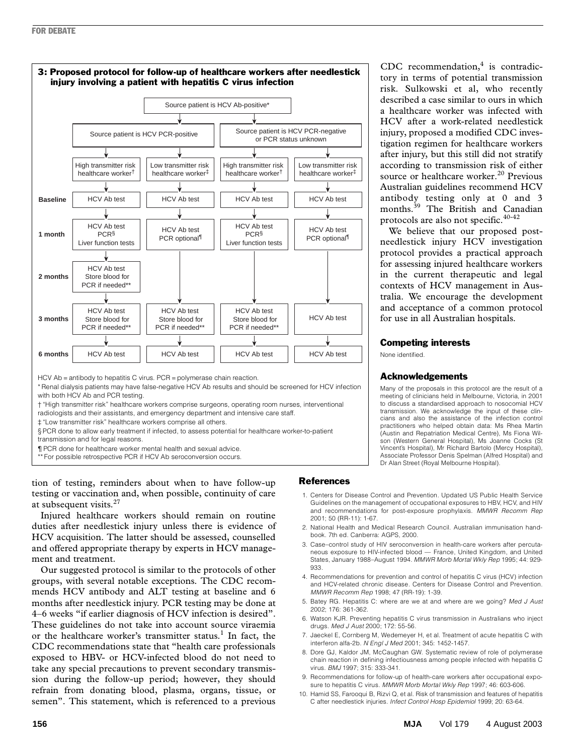### 3: Proposed protocol for follow-up of healthcare workers after needlestick injury involving a patient with hepatitis C virus infection

Source patient is HCV Ab-positive*

| | Source patient is HCV PCR-positive | | Source patient is HCV PCR-negative or PCR status unknown | |
|---|---|---|---|---|
| | High transmitter risk healthcare worker† | Low transmitter risk healthcare worker‡ | High transmitter risk healthcare worker† | Low transmitter risk healthcare worker‡ |
| **Baseline** | HCV Ab test | HCV Ab test | HCV Ab test | HCV Ab test |
| **1 month** | HCV Ab test, PCR§, Liver function tests | HCV Ab test, PCR optional¶ | HCV Ab test, PCR§, Liver function tests | HCV Ab test, PCR optional¶ |
| **2 months** | HCV Ab test, Store blood for PCR if needed** | | | |
| **3 months** | HCV Ab test, Store blood for PCR if needed** | HCV Ab test, Store blood for PCR if needed** | HCV Ab test, Store blood for PCR if needed** | HCV Ab test |
| **6 months** | HCV Ab test | HCV Ab test | HCV Ab test | HCV Ab test |

HCV Ab = antibody to hepatitis C virus. PCR = polymerase chain reaction.

\* Renal dialysis patients may have false-negative HCV Ab results and should be screened for HCV infection with both HCV Ab and PCR testing.

† "High transmitter risk" healthcare workers comprise surgeons, operating room nurses, interventional radiologists and their assistants, and emergency department and intensive care staff.

‡ "Low transmitter risk" healthcare workers comprise all others.

§ PCR done to allow early treatment if infected, to assess potential for healthcare worker-to-patient transmission and for legal reasons.

¶ PCR done for healthcare worker mental health and sexual advice.

\*\* For possible retrospective PCR if HCV Ab seroconversion occurs.

tion of testing, reminders about when to have follow-up testing or vaccination and, when possible, continuity of care at subsequent visits.[27]

Injured healthcare workers should remain on routine duties after needlestick injury unless there is evidence of HCV acquisition. The latter should be assessed, counselled and offered appropriate therapy by experts in HCV management and treatment.

Our suggested protocol is similar to the protocols of other groups, with several notable exceptions. The CDC recommends HCV antibody and ALT testing at baseline and 6 months after needlestick injury. PCR testing may be done at 4–6 weeks "if earlier diagnosis of HCV infection is desired". These guidelines do not take into account source viraemia or the healthcare worker's transmitter status.[1] In fact, the CDC recommendations state that "health care professionals exposed to HBV- or HCV-infected blood do not need to take any special precautions to prevent secondary transmission during the follow-up period; however, they should refrain from donating blood, plasma, organs, tissue, or semen". This statement, which is referenced to a previous CDC recommendation,[4] is contradictory in terms of potential transmission risk. Sulkowski et al, who recently described a case similar to ours in which a healthcare worker was infected with HCV after a work-related needlestick injury, proposed a modified CDC investigation regimen for healthcare workers after injury, but this still did not stratify according to transmission risk of either source or healthcare worker.[20] Previous Australian guidelines recommend HCV antibody testing only at 0 and 3 months.[39] The British and Canadian protocols are also not specific.[40-42]

We believe that our proposed post-needlestick injury HCV investigation protocol provides a practical approach for assessing injured healthcare workers in the current therapeutic and legal contexts of HCV management in Australia. We encourage the development and acceptance of a common protocol for use in all Australian hospitals.

## Competing interests

None identified.

## Acknowledgements

Many of the proposals in this protocol are the result of a meeting of clinicians held in Melbourne, Victoria, in 2001 to discuss a standardised approach to nosocomial HCV transmission. We acknowledge the input of these clinicians and also the assistance of the infection control practitioners who helped obtain data: Ms Rhea Martin (Austin and Repatriation Medical Centre), Ms Fiona Wilson (Western General Hospital), Ms Joanne Cocks (St Vincent's Hospital), Mr Richard Bartolo (Mercy Hospital), Associate Professor Denis Spelman (Alfred Hospital) and Dr Alan Street (Royal Melbourne Hospital).

## References

1. Centers for Disease Control and Prevention. Updated US Public Health Service Guidelines on the management of occupational exposures to HBV, HCV, and HIV and recommendations for post-exposure prophylaxis. *MMWR Recomm Rep* 2001; 50 (RR-11): 1-67.
2. National Health and Medical Research Council. Australian immunisation handbook. 7th ed. Canberra: AGPS, 2000.
3. Case–control study of HIV seroconversion in health-care workers after percutaneous exposure to HIV-infected blood — France, United Kingdom, and United States, January 1988–August 1994. *MMWR Morb Mortal Wkly Rep* 1995; 44: 929-933.
4. Recommendations for prevention and control of hepatitis C virus (HCV) infection and HCV-related chronic disease. Centers for Disease Control and Prevention. *MMWR Recomm Rep* 1998; 47 (RR-19): 1-39.
5. Batey RG. Hepatitis C: where are we at and where are we going? *Med J Aust* 2002; 176: 361-362.
6. Watson KJR. Preventing hepatitis C virus transmission in Australians who inject drugs. *Med J Aust* 2000; 172: 55-56.
7. Jaeckel E, Cornberg M, Wedemeyer H, et al. Treatment of acute hepatitis C with interferon alfa-2b. *N Engl J Med* 2001; 345: 1452-1457.
8. Dore GJ, Kaldor JM, McCaughan GW. Systematic review of role of polymerase chain reaction in defining infectiousness among people infected with hepatitis C virus. *BMJ* 1997; 315: 333-341.
9. Recommendations for follow-up of health-care workers after occupational exposure to hepatitis C virus. *MMWR Morb Mortal Wkly Rep* 1997; 46: 603-606.
10. Hamid SS, Farooqui B, Rizvi Q, et al. Risk of transmission and features of hepatitis C after needlestick injuries. *Infect Control Hosp Epidemiol* 1999; 20: 63-64.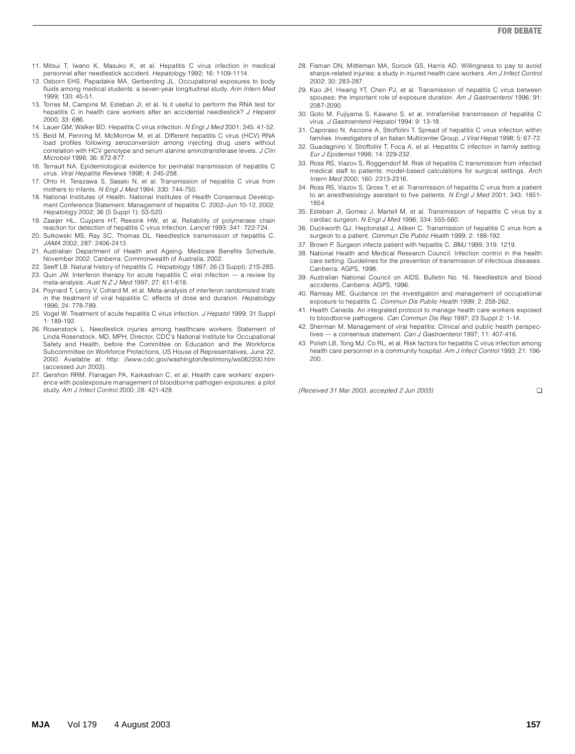11. Mitsui T, Iwano K, Masuko K, et al. Hepatitis C virus infection in medical personnel after needlestick accident. *Hepatology* 1992; 16: 1109-1114.
12. Osborn EHS, Papadakis MA, Gerberding JL. Occupational exposures to body fluids among medical students: a seven-year longitudinal study. *Ann Intern Med* 1999; 130: 45-51.
13. Torres M, Campins M, Esteban JI, et al. Is it useful to perform the RNA test for hepatitis C in health care workers after an accidental needlestick? *J Hepatol* 2000; 33: 686.
14. Lauer GM, Walker BD. Hepatitis C virus infection. *N Engl J Med* 2001; 345: 41-52.
15. Beld M, Penning M, McMorrow M, et al. Different hepatitis C virus (HCV) RNA load profiles following seroconversion among injecting drug users without correlation with HCV genotype and serum alanine aminotransferase levels. *J Clin Microbiol* 1998; 36: 872-877.
16. Terrault NA. Epidemiological evidence for perinatal transmission of hepatitis C virus. *Viral Hepatitis Reviews* 1998; 4: 245-258.
17. Ohto H, Terazawa S, Sasaki N, et al. Transmission of hepatitis C virus from mothers to infants. *N Engl J Med* 1994; 330: 744-750.
18. National Institutes of Health. National Institutes of Health Consensus Development Conference Statement. Management of hepatitis C: 2002–Jun 10-12, 2002. *Hepatology* 2002; 36 (5 Suppl 1): S3-S20.
19. Zaaijer HL, Cuypers HT, Reesink HW, et al. Reliability of polymerase chain reaction for detection of hepatitis C virus infection. *Lancet* 1993; 341: 722-724.
20. Sulkowski MS, Ray SC, Thomas DL. Needlestick transmission of hepatitis C. *JAMA* 2002; 287: 2406-2413.
21. Australian Department of Health and Ageing. Medicare Benefits Schedule, November 2002. Canberra: Commonwealth of Australia, 2002.
22. Seeff LB. Natural history of hepatitis C. *Hepatology* 1997; 26 (3 Suppl): 21S-28S.
23. Quin JW. Interferon therapy for acute hepatitis C viral infection — a review by meta-analysis. *Aust N Z J Med* 1997; 27: 611-618.
24. Poynard T, Leroy V, Cohard M, et al. Meta-analysis of interferon randomized trials in the treatment of viral hepatitis C: effects of dose and duration. *Hepatology* 1996; 24: 778-789.
25. Vogel W. Treatment of acute hepatitis C virus infection. *J Hepatol* 1999; 31 Suppl 1: 189-192.
26. Rosenstock L. Needlestick injuries among healthcare workers. Statement of Linda Rosenstock, MD, MPH, Director, CDC's National Institute for Occupational Safety and Health, before the Committee on Education and the Workforce Subcommittee on Workforce Protections, US House of Representatives, June 22, 2000. Available at: http: //www.cdc.gov/washington/testimony/ws062200.htm (accessed Jun 2003).
27. Gershon RRM, Flanagan PA, Karkashian C, et al. Health care workers' experience with postexposure management of bloodborne pathogen exposures: a pilot study. *Am J Infect Control* 2000; 28: 421-428.
28. Fisman DN, Mittleman MA, Sorock GS, Harris AD. Willingness to pay to avoid sharps-related injuries: a study in injured health care workers. *Am J Infect Control* 2002; 30: 283-287.
29. Kao JH, Hwang YT, Chen PJ, et al. Transmission of hepatitis C virus between spouses: the important role of exposure duration. *Am J Gastroenterol* 1996; 91: 2087-2090.
30. Goto M, Fujiyama S, Kawano S, et al. Intrafamilial transmission of hepatitis C virus. *J Gastroenterol Hepatol* 1994; 9: 13-18.
31. Caporaso N, Ascione A, Stroffolini T. Spread of hepatitis C virus infection within families. Investigators of an Italian Multicenter Group. *J Viral Hepat* 1998; 5: 67-72.
32. Guadagnino V, Stroffolini T, Foca A, et al. Hepatitis C infection in family setting. *Eur J Epidemiol* 1998; 14: 229-232.
33. Ross RS, Viazov S, Roggendorf M. Risk of hepatitis C transmission from infected medical staff to patients: model-based calculations for surgical settings. *Arch Intern Med* 2000; 160: 2313-2316.
34. Ross RS, Viazov S, Gross T, et al. Transmission of hepatitis C virus from a patient to an anesthesiology assistant to five patients. *N Engl J Med* 2001; 343: 1851-1854.
35. Esteban JI, Gomez J, Martell M, et al. Transmission of hepatitis C virus by a cardiac surgeon. *N Engl J Med* 1996; 334: 555-560.
36. Duckworth GJ, Heptonstall J, Aitken C. Transmission of hepatitis C virus from a surgeon to a patient. *Commun Dis Public Health* 1999; 2: 188-192.
37. Brown P. Surgeon infects patient with hepatitis C. *BMJ* 1999; 319: 1219.
38. National Health and Medical Research Council. Infection control in the health care setting. Guidelines for the prevention of transmission of infectious diseases. Canberra: AGPS, 1998.
39. Australian National Council on AIDS. Bulletin No. 16. Needlestick and blood accidents. Canberra: AGPS, 1996.
40. Ramsay ME. Guidance on the investigation and management of occupational exposure to hepatitis C. *Commun Dis Public Health* 1999; 2: 258-262.
41. Health Canada. An integrated protocol to manage health care workers exposed to bloodborne pathogens. *Can Commun Dis Rep* 1997; 23 Suppl 2: 1-14.
42. Sherman M. Management of viral hepatitis: Clinical and public health perspectives — a consensus statement. *Can J Gastroenterol* 1997; 11: 407-416.
43. Polish LB, Tong MJ, Co RL, et al. Risk factors for hepatitis C virus infection among health care personnel in a community hospital. *Am J Infect Control* 1993; 21: 196-200.

*(Received 31 Mar 2003, accepted 2 Jun 2003)* ❑